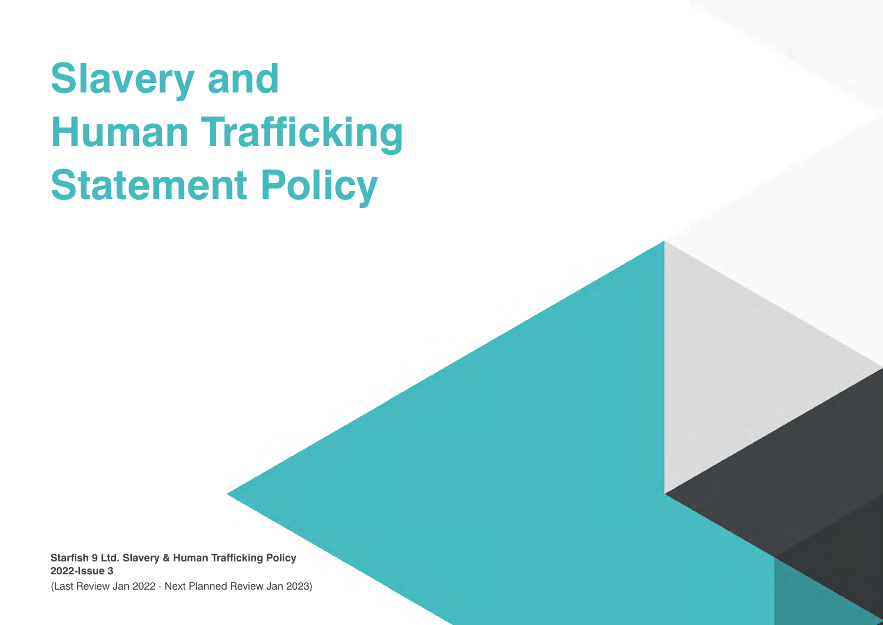# Slavery and Human Trafficking Statement Policy

**Starfish 9 Ltd. Slavery & Human Trafficking Policy 2022-Issue 3**

(Last Review Jan 2022 - Next Planned Review Jan 2023)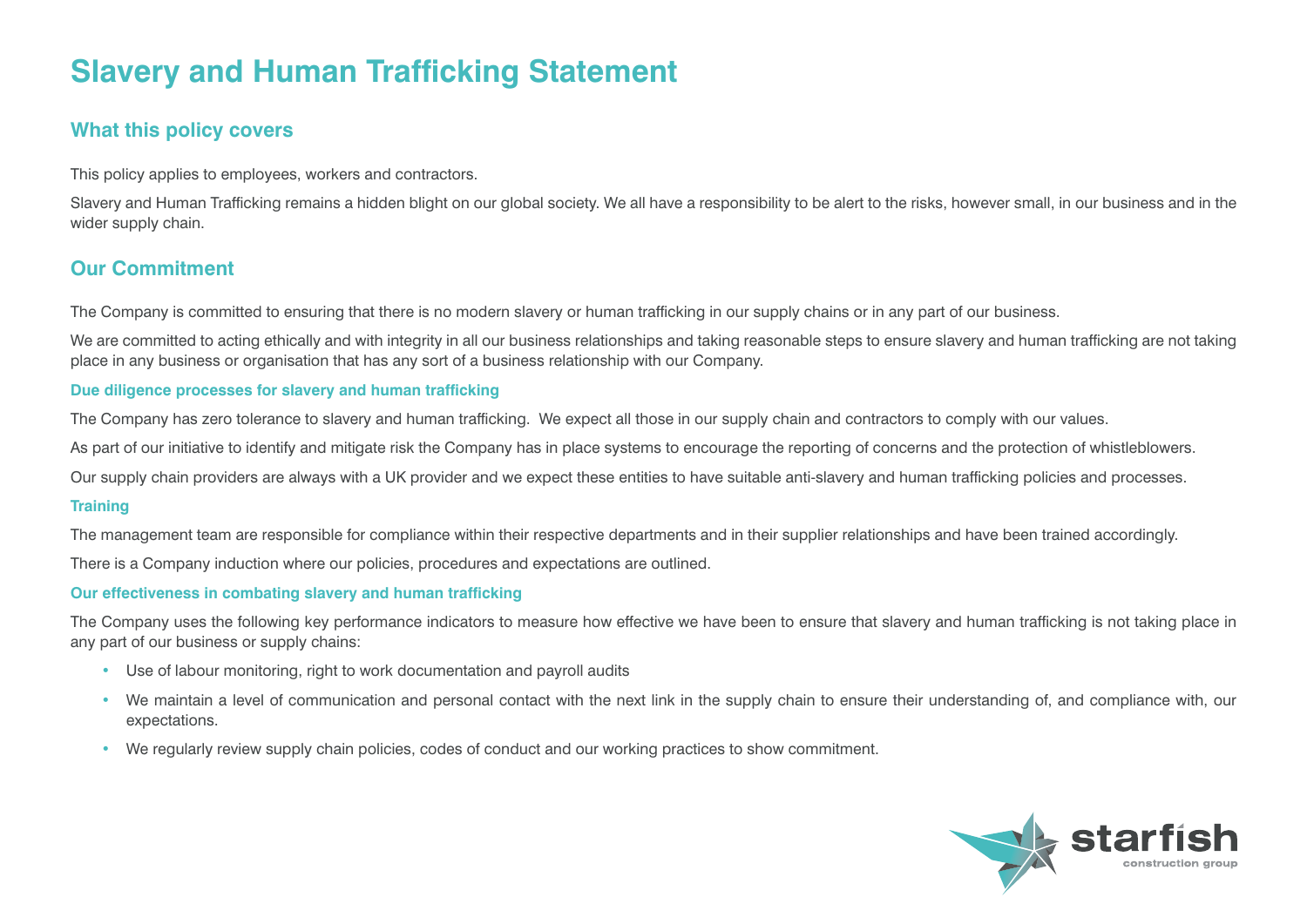# Slavery and Human Trafficking Statement

## What this policy covers

This policy applies to employees, workers and contractors.

Slavery and Human Trafficking remains a hidden blight on our global society. We all have a responsibility to be alert to the risks, however small, in our business and in the wider supply chain.

## Our Commitment

The Company is committed to ensuring that there is no modern slavery or human trafficking in our supply chains or in any part of our business.

We are committed to acting ethically and with integrity in all our business relationships and taking reasonable steps to ensure slavery and human trafficking are not taking place in any business or organisation that has any sort of a business relationship with our Company.

### Due diligence processes for slavery and human trafficking

The Company has zero tolerance to slavery and human trafficking. We expect all those in our supply chain and contractors to comply with our values.

As part of our initiative to identify and mitigate risk the Company has in place systems to encourage the reporting of concerns and the protection of whistleblowers.

Our supply chain providers are always with a UK provider and we expect these entities to have suitable anti-slavery and human trafficking policies and processes.

### Training

The management team are responsible for compliance within their respective departments and in their supplier relationships and have been trained accordingly.

There is a Company induction where our policies, procedures and expectations are outlined.

### Our effectiveness in combating slavery and human trafficking

The Company uses the following key performance indicators to measure how effective we have been to ensure that slavery and human trafficking is not taking place in any part of our business or supply chains:

- Use of labour monitoring, right to work documentation and payroll audits
- We maintain a level of communication and personal contact with the next link in the supply chain to ensure their understanding of, and compliance with, our expectations.
- We regularly review supply chain policies, codes of conduct and our working practices to show commitment.

starfish construction group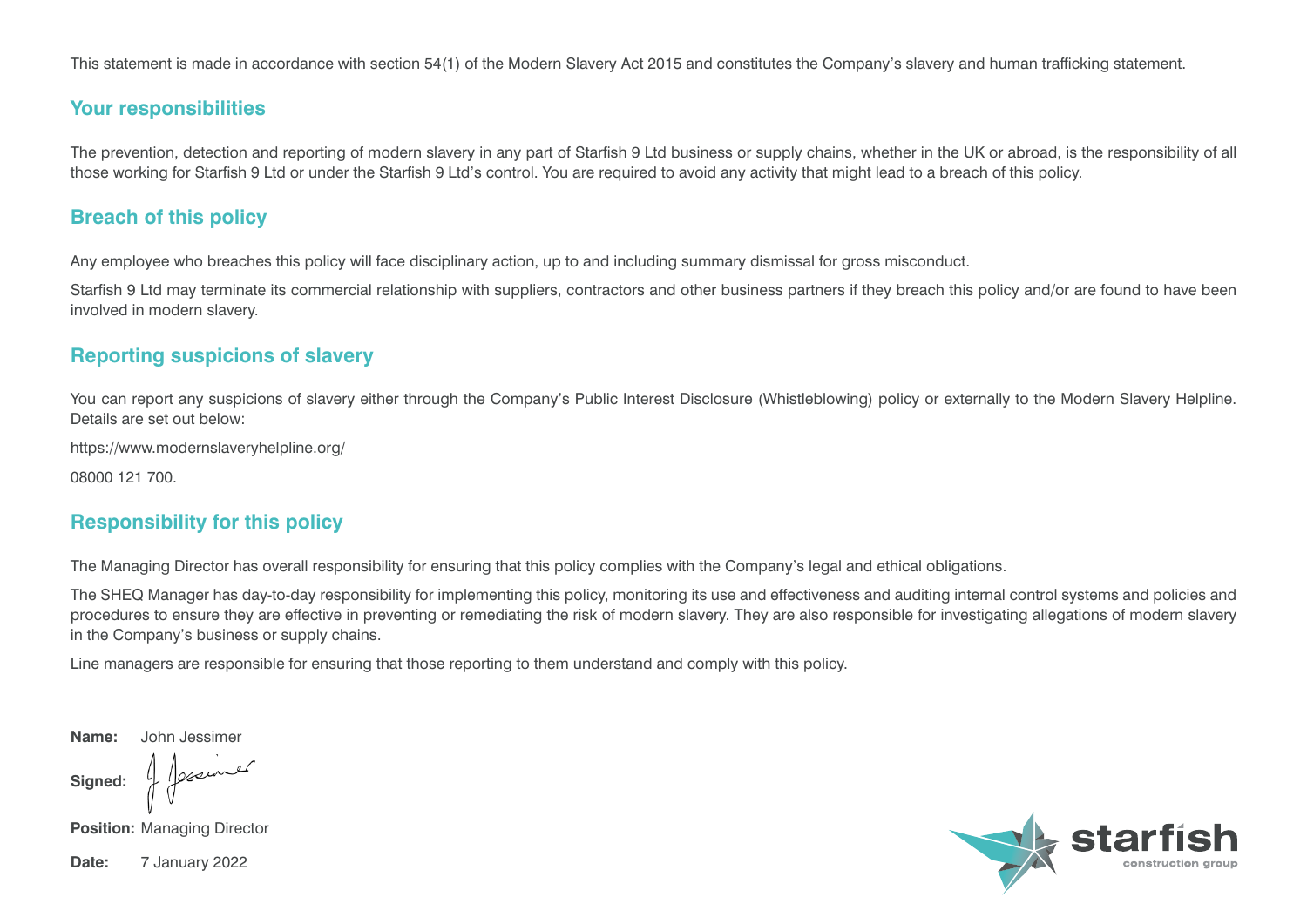This statement is made in accordance with section 54(1) of the Modern Slavery Act 2015 and constitutes the Company's slavery and human trafficking statement.

## Your responsibilities

The prevention, detection and reporting of modern slavery in any part of Starfish 9 Ltd business or supply chains, whether in the UK or abroad, is the responsibility of all those working for Starfish 9 Ltd or under the Starfish 9 Ltd's control. You are required to avoid any activity that might lead to a breach of this policy.

## Breach of this policy

Any employee who breaches this policy will face disciplinary action, up to and including summary dismissal for gross misconduct.

Starfish 9 Ltd may terminate its commercial relationship with suppliers, contractors and other business partners if they breach this policy and/or are found to have been involved in modern slavery.

## Reporting suspicions of slavery

You can report any suspicions of slavery either through the Company's Public Interest Disclosure (Whistleblowing) policy or externally to the Modern Slavery Helpline. Details are set out below:

https://www.modernslaveryhelpline.org/

08000 121 700.

## Responsibility for this policy

The Managing Director has overall responsibility for ensuring that this policy complies with the Company's legal and ethical obligations.

The SHEQ Manager has day-to-day responsibility for implementing this policy, monitoring its use and effectiveness and auditing internal control systems and policies and procedures to ensure they are effective in preventing or remediating the risk of modern slavery. They are also responsible for investigating allegations of modern slavery in the Company's business or supply chains.

Line managers are responsible for ensuring that those reporting to them understand and comply with this policy.

**Name:** John Jessimer

**Signed:** J Jessimer

**Position:** Managing Director

**Date:** 7 January 2022

starfish
construction group